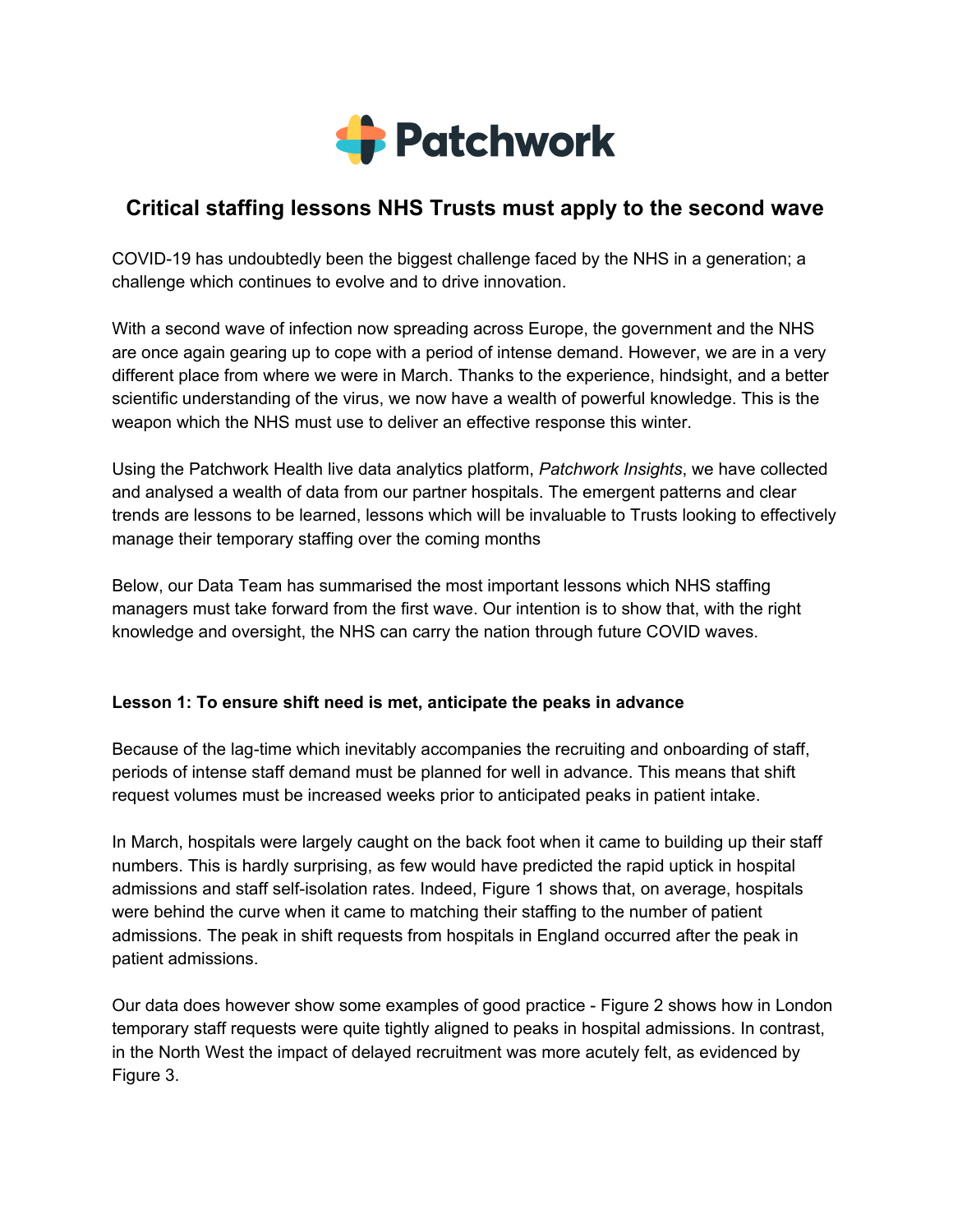Patchwork

# Critical staffing lessons NHS Trusts must apply to the second wave

COVID-19 has undoubtedly been the biggest challenge faced by the NHS in a generation; a challenge which continues to evolve and to drive innovation.

With a second wave of infection now spreading across Europe, the government and the NHS are once again gearing up to cope with a period of intense demand. However, we are in a very different place from where we were in March. Thanks to the experience, hindsight, and a better scientific understanding of the virus, we now have a wealth of powerful knowledge. This is the weapon which the NHS must use to deliver an effective response this winter.

Using the Patchwork Health live data analytics platform, *Patchwork Insights*, we have collected and analysed a wealth of data from our partner hospitals. The emergent patterns and clear trends are lessons to be learned, lessons which will be invaluable to Trusts looking to effectively manage their temporary staffing over the coming months

Below, our Data Team has summarised the most important lessons which NHS staffing managers must take forward from the first wave. Our intention is to show that, with the right knowledge and oversight, the NHS can carry the nation through future COVID waves.

**Lesson 1: To ensure shift need is met, anticipate the peaks in advance**

Because of the lag-time which inevitably accompanies the recruiting and onboarding of staff, periods of intense staff demand must be planned for well in advance. This means that shift request volumes must be increased weeks prior to anticipated peaks in patient intake.

In March, hospitals were largely caught on the back foot when it came to building up their staff numbers. This is hardly surprising, as few would have predicted the rapid uptick in hospital admissions and staff self-isolation rates. Indeed, Figure 1 shows that, on average, hospitals were behind the curve when it came to matching their staffing to the number of patient admissions. The peak in shift requests from hospitals in England occurred after the peak in patient admissions.

Our data does however show some examples of good practice - Figure 2 shows how in London temporary staff requests were quite tightly aligned to peaks in hospital admissions. In contrast, in the North West the impact of delayed recruitment was more acutely felt, as evidenced by Figure 3.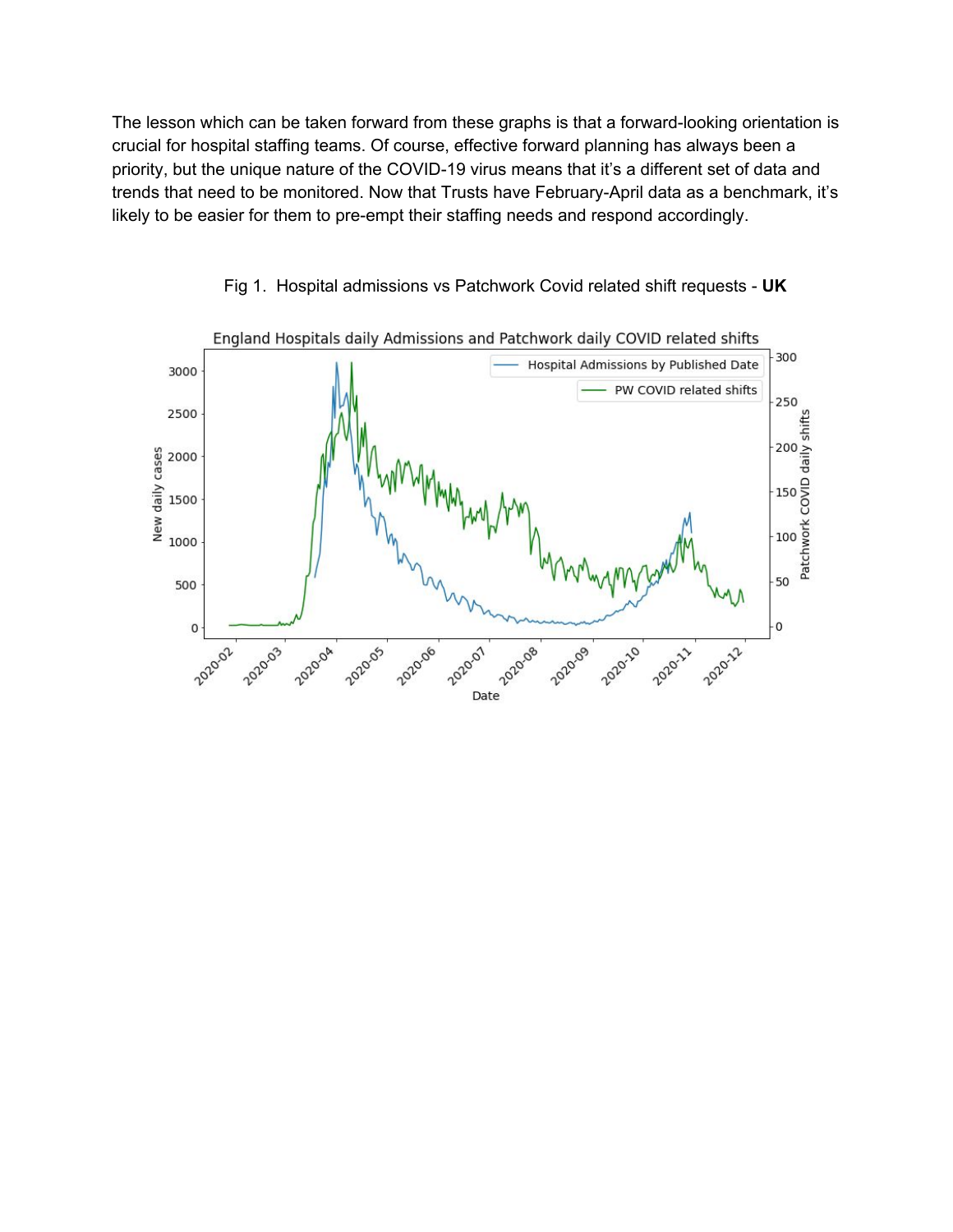The lesson which can be taken forward from these graphs is that a forward-looking orientation is crucial for hospital staffing teams. Of course, effective forward planning has always been a priority, but the unique nature of the COVID-19 virus means that it's a different set of data and trends that need to be monitored. Now that Trusts have February-April data as a benchmark, it's likely to be easier for them to pre-empt their staffing needs and respond accordingly.

Fig 1. Hospital admissions vs Patchwork Covid related shift requests - **UK**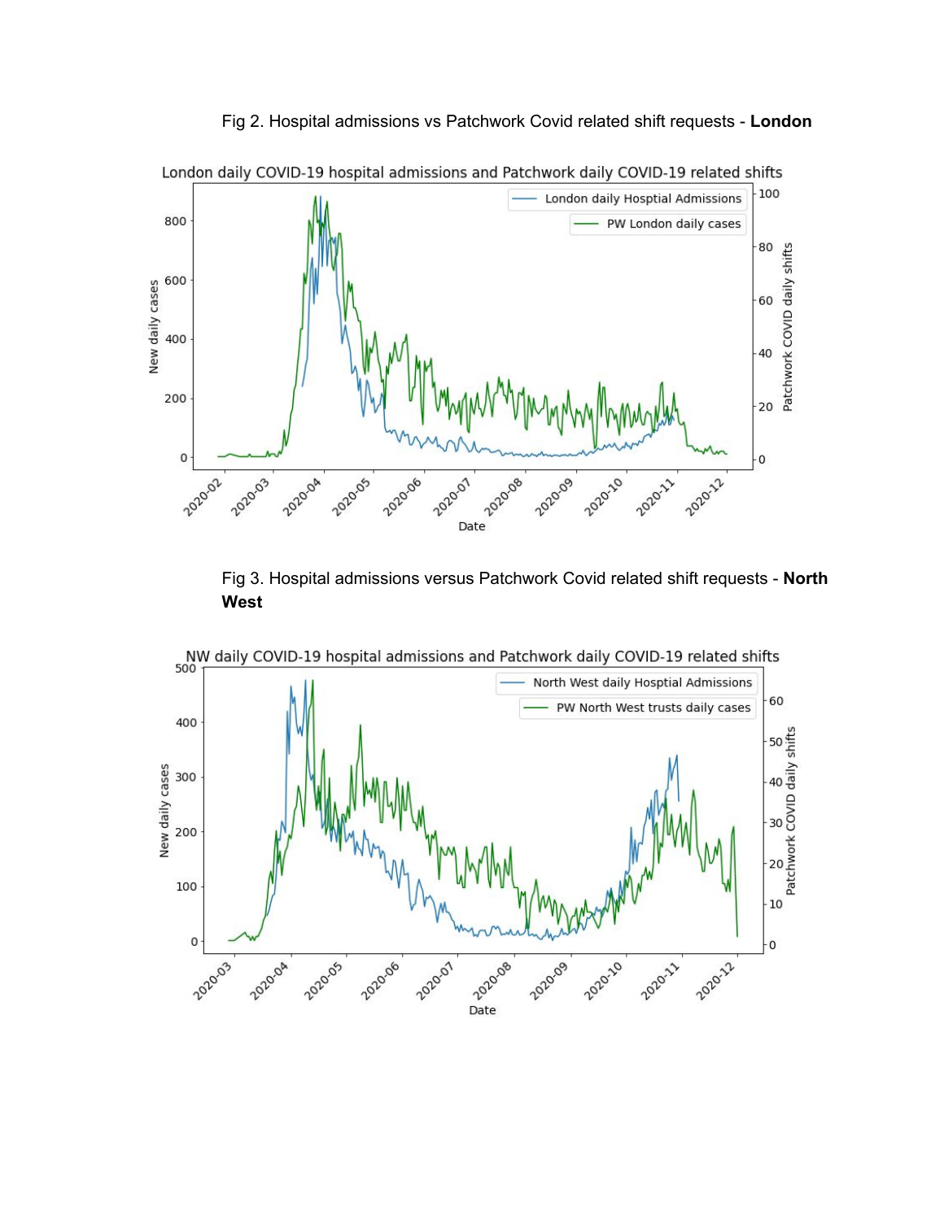Fig 2. Hospital admissions vs Patchwork Covid related shift requests - **London**

Fig 3. Hospital admissions versus Patchwork Covid related shift requests - **North West**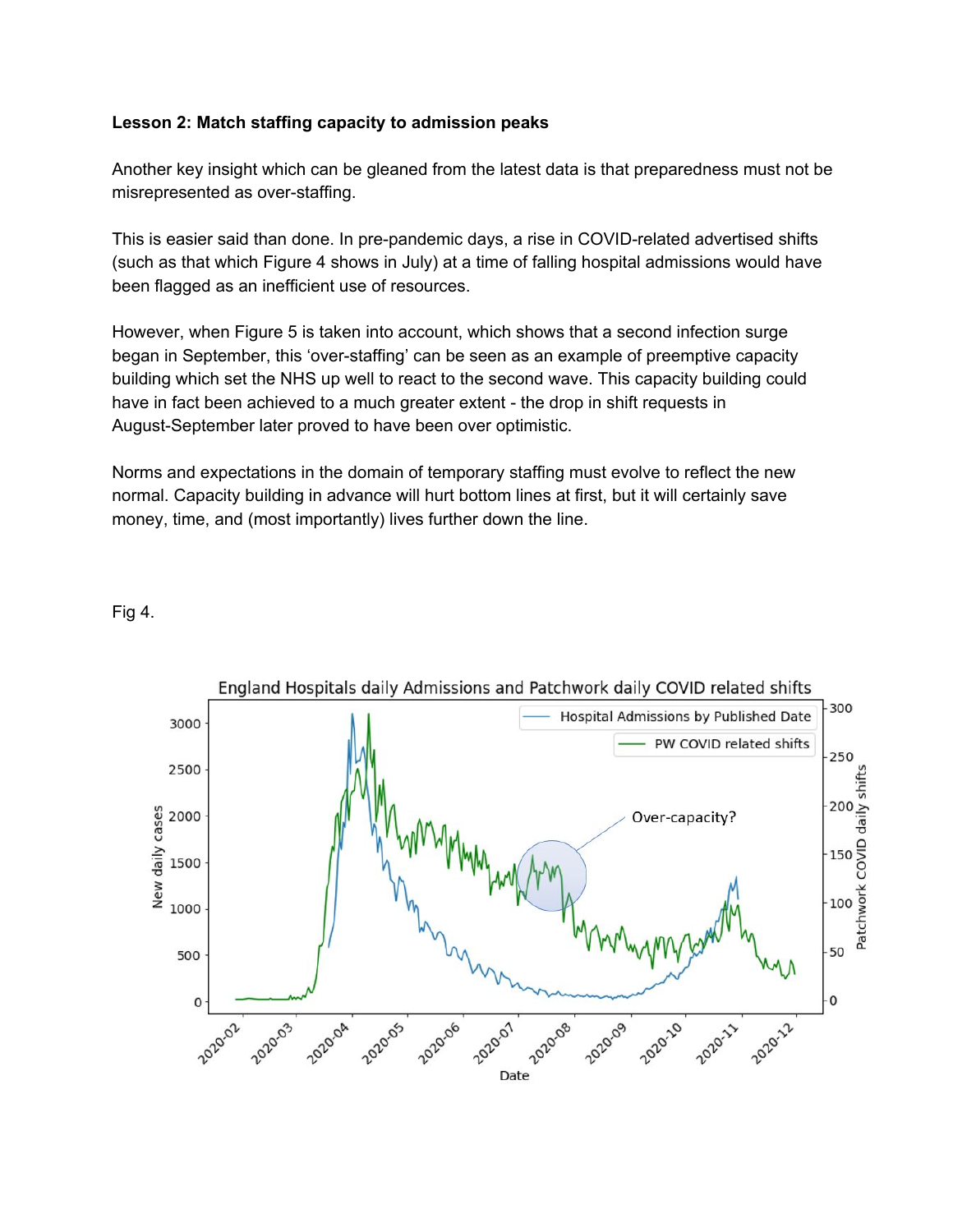**Lesson 2: Match staffing capacity to admission peaks**

Another key insight which can be gleaned from the latest data is that preparedness must not be misrepresented as over-staffing.

This is easier said than done. In pre-pandemic days, a rise in COVID-related advertised shifts (such as that which Figure 4 shows in July) at a time of falling hospital admissions would have been flagged as an inefficient use of resources.

However, when Figure 5 is taken into account, which shows that a second infection surge began in September, this 'over-staffing' can be seen as an example of preemptive capacity building which set the NHS up well to react to the second wave. This capacity building could have in fact been achieved to a much greater extent - the drop in shift requests in August-September later proved to have been over optimistic.

Norms and expectations in the domain of temporary staffing must evolve to reflect the new normal. Capacity building in advance will hurt bottom lines at first, but it will certainly save money, time, and (most importantly) lives further down the line.

Fig 4.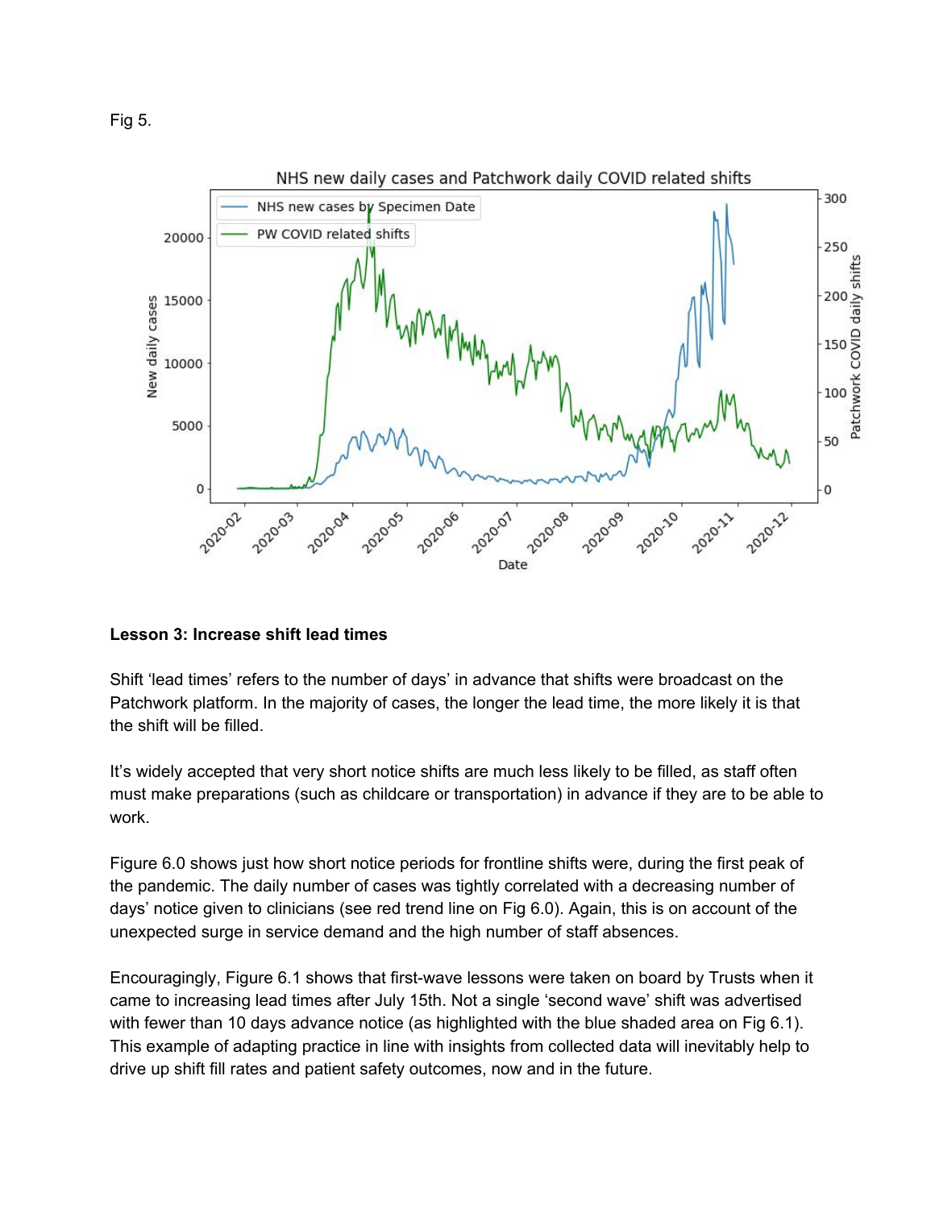Fig 5.

Lesson 3: Increase shift lead times

Shift 'lead times' refers to the number of days' in advance that shifts were broadcast on the Patchwork platform. In the majority of cases, the longer the lead time, the more likely it is that the shift will be filled.

It's widely accepted that very short notice shifts are much less likely to be filled, as staff often must make preparations (such as childcare or transportation) in advance if they are to be able to work.

Figure 6.0 shows just how short notice periods for frontline shifts were, during the first peak of the pandemic. The daily number of cases was tightly correlated with a decreasing number of days' notice given to clinicians (see red trend line on Fig 6.0). Again, this is on account of the unexpected surge in service demand and the high number of staff absences.

Encouragingly, Figure 6.1 shows that first-wave lessons were taken on board by Trusts when it came to increasing lead times after July 15th. Not a single 'second wave' shift was advertised with fewer than 10 days advance notice (as highlighted with the blue shaded area on Fig 6.1). This example of adapting practice in line with insights from collected data will inevitably help to drive up shift fill rates and patient safety outcomes, now and in the future.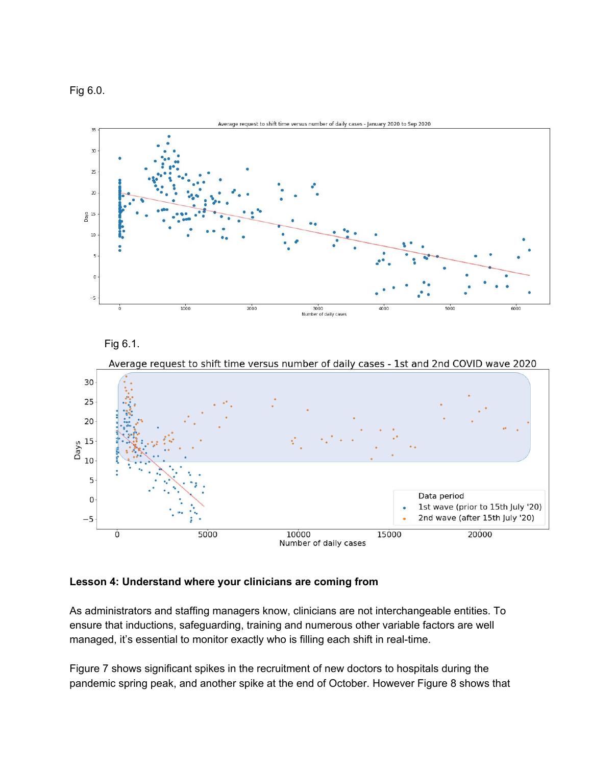Fig 6.0.

Fig 6.1.

**Lesson 4: Understand where your clinicians are coming from**

As administrators and staffing managers know, clinicians are not interchangeable entities. To ensure that inductions, safeguarding, training and numerous other variable factors are well managed, it's essential to monitor exactly who is filling each shift in real-time.

Figure 7 shows significant spikes in the recruitment of new doctors to hospitals during the pandemic spring peak, and another spike at the end of October. However Figure 8 shows that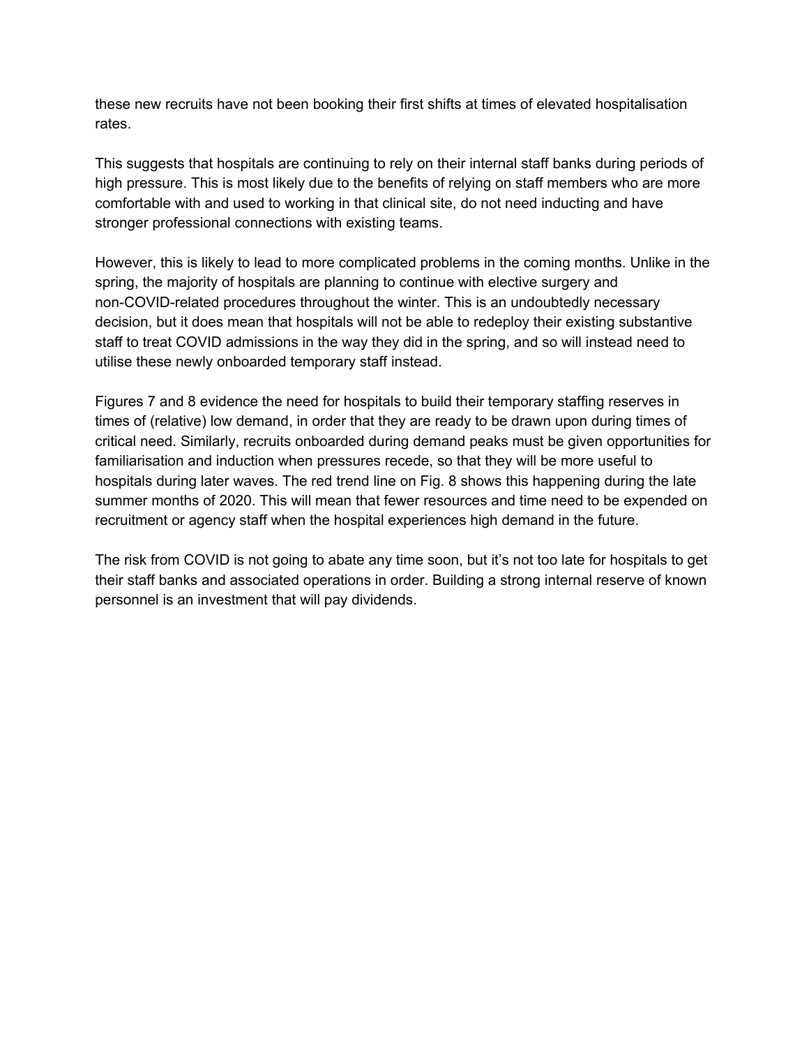these new recruits have not been booking their first shifts at times of elevated hospitalisation rates.

This suggests that hospitals are continuing to rely on their internal staff banks during periods of high pressure. This is most likely due to the benefits of relying on staff members who are more comfortable with and used to working in that clinical site, do not need inducting and have stronger professional connections with existing teams.

However, this is likely to lead to more complicated problems in the coming months. Unlike in the spring, the majority of hospitals are planning to continue with elective surgery and non-COVID-related procedures throughout the winter. This is an undoubtedly necessary decision, but it does mean that hospitals will not be able to redeploy their existing substantive staff to treat COVID admissions in the way they did in the spring, and so will instead need to utilise these newly onboarded temporary staff instead.

Figures 7 and 8 evidence the need for hospitals to build their temporary staffing reserves in times of (relative) low demand, in order that they are ready to be drawn upon during times of critical need. Similarly, recruits onboarded during demand peaks must be given opportunities for familiarisation and induction when pressures recede, so that they will be more useful to hospitals during later waves. The red trend line on Fig. 8 shows this happening during the late summer months of 2020. This will mean that fewer resources and time need to be expended on recruitment or agency staff when the hospital experiences high demand in the future.

The risk from COVID is not going to abate any time soon, but it's not too late for hospitals to get their staff banks and associated operations in order. Building a strong internal reserve of known personnel is an investment that will pay dividends.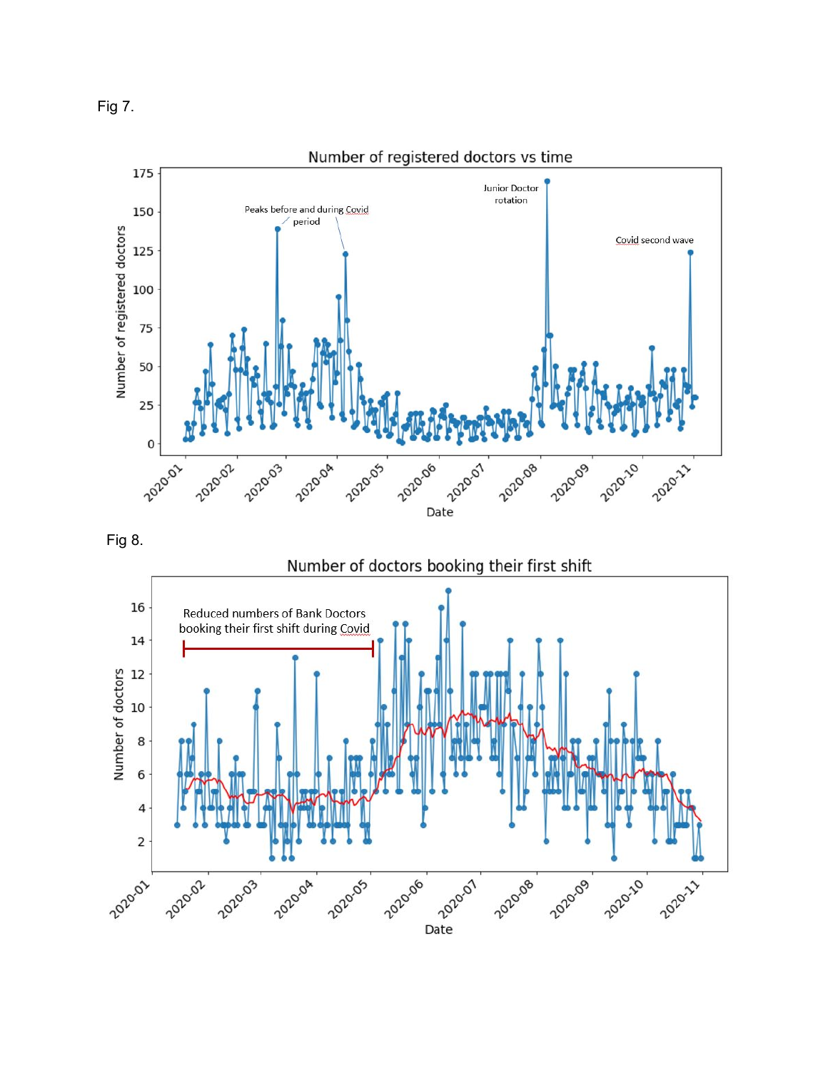Fig 7.

Fig 8.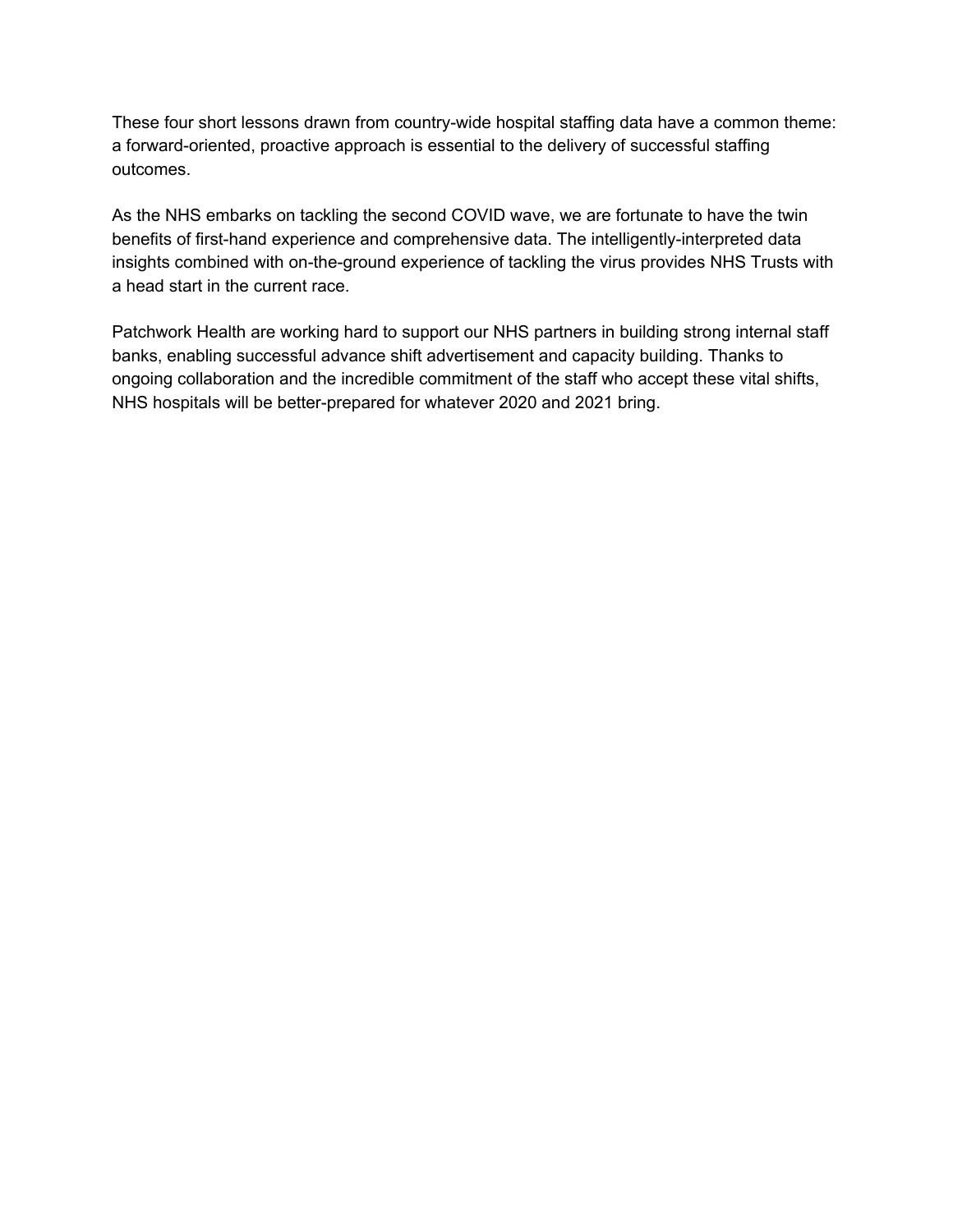These four short lessons drawn from country-wide hospital staffing data have a common theme: a forward-oriented, proactive approach is essential to the delivery of successful staffing outcomes.

As the NHS embarks on tackling the second COVID wave, we are fortunate to have the twin benefits of first-hand experience and comprehensive data. The intelligently-interpreted data insights combined with on-the-ground experience of tackling the virus provides NHS Trusts with a head start in the current race.

Patchwork Health are working hard to support our NHS partners in building strong internal staff banks, enabling successful advance shift advertisement and capacity building. Thanks to ongoing collaboration and the incredible commitment of the staff who accept these vital shifts, NHS hospitals will be better-prepared for whatever 2020 and 2021 bring.